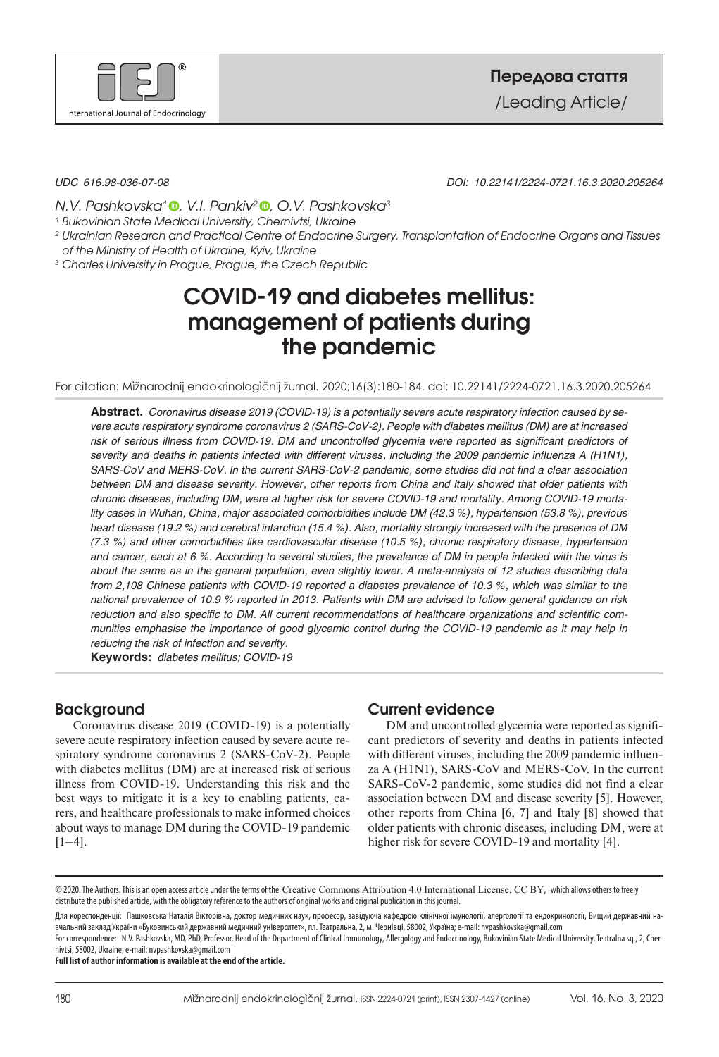Передова стаття

/Leading Article/

UDC 616.98-036-07-08

DOI: 10.22141/2224-0721.16.3.2020.205264

*N.V. Pashkovska[1], V.I. Pankiv[2], O.V. Pashkovska[3]*

[1] Bukovinian State Medical University, Chernivtsi, Ukraine

[2] Ukrainian Research and Practical Centre of Endocrine Surgery, Transplantation of Endocrine Organs and Tissues of the Ministry of Health of Ukraine, Kyiv, Ukraine

[3] Charles University in Prague, Prague, the Czech Republic

# COVID-19 and diabetes mellitus: management of patients during the pandemic

For citation: Mìžnarodnij endokrinologìčnij žurnal. 2020;16(3):180-184. doi: 10.22141/2224-0721.16.3.2020.205264

**Abstract.** *Coronavirus disease 2019 (COVID-19) is a potentially severe acute respiratory infection caused by severe acute respiratory syndrome coronavirus 2 (SARS-CoV-2). People with diabetes mellitus (DM) are at increased risk of serious illness from COVID-19. DM and uncontrolled glycemia were reported as significant predictors of severity and deaths in patients infected with different viruses, including the 2009 pandemic influenza A (H1N1), SARS-CoV and MERS-CoV. In the current SARS-CoV-2 pandemic, some studies did not find a clear association between DM and disease severity. However, other reports from China and Italy showed that older patients with chronic diseases, including DM, were at higher risk for severe COVID-19 and mortality. Among COVID-19 mortality cases in Wuhan, China, major associated comorbidities include DM (42.3 %), hypertension (53.8 %), previous heart disease (19.2 %) and cerebral infarction (15.4 %). Also, mortality strongly increased with the presence of DM (7.3 %) and other comorbidities like cardiovascular disease (10.5 %), chronic respiratory disease, hypertension and cancer, each at 6 %. According to several studies, the prevalence of DM in people infected with the virus is about the same as in the general population, even slightly lower. A meta-analysis of 12 studies describing data from 2,108 Chinese patients with COVID-19 reported a diabetes prevalence of 10.3 %, which was similar to the national prevalence of 10.9 % reported in 2013. Patients with DM are advised to follow general guidance on risk reduction and also specific to DM. All current recommendations of healthcare organizations and scientific communities emphasise the importance of good glycemic control during the COVID-19 pandemic as it may help in reducing the risk of infection and severity.*

**Keywords:** *diabetes mellitus; COVID-19*

## Background

Coronavirus disease 2019 (COVID-19) is a potentially severe acute respiratory infection caused by severe acute respiratory syndrome coronavirus 2 (SARS-CoV-2). People with diabetes mellitus (DM) are at increased risk of serious illness from COVID-19. Understanding this risk and the best ways to mitigate it is a key to enabling patients, carers, and healthcare professionals to make informed choices about ways to manage DM during the COVID-19 pandemic [1–4].

## Current evidence

DM and uncontrolled glycemia were reported as significant predictors of severity and deaths in patients infected with different viruses, including the 2009 pandemic influenza A (H1N1), SARS-CoV and MERS-CoV. In the current SARS-CoV-2 pandemic, some studies did not find a clear association between DM and disease severity [5]. However, other reports from China [6, 7] and Italy [8] showed that older patients with chronic diseases, including DM, were at higher risk for severe COVID-19 and mortality [4].

© 2020. The Authors. This is an open access article under the terms of the Creative Commons Attribution 4.0 International License, CC BY, which allows others to freely distribute the published article, with the obligatory reference to the authors of original works and original publication in this journal.

Для кореспонденції: Пашковська Наталія Вікторівна, доктор медичних наук, професор, завідуюча кафедрою клінічної імунології, алергології та ендокринології, Вищий державний навчальний заклад України «Буковинський державний медичний університет», пл. Театральна, 2, м. Чернівці, 58002, Україна; e-mail: nvpashkovska@gmail.com

For correspondence: N.V. Pashkovska, MD, PhD, Professor, Head of the Department of Clinical Immunology, Allergology and Endocrinology, Bukovinian State Medical University, Teatralna sq., 2, Chernivtsi, 58002, Ukraine; e-mail: nvpashkovska@gmail.com

**Full list of author information is available at the end of the article.**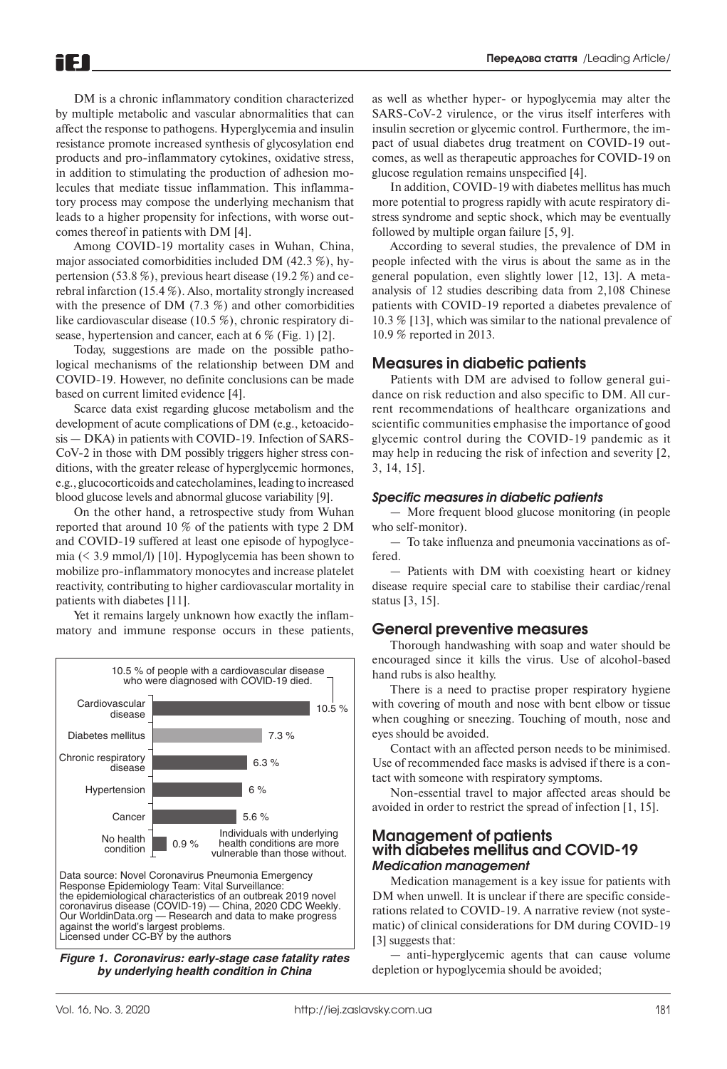DM is a chronic inflammatory condition characterized by multiple metabolic and vascular abnormalities that can affect the response to pathogens. Hyperglycemia and insulin resistance promote increased synthesis of glycosylation end products and pro-inflammatory cytokines, oxidative stress, in addition to stimulating the production of adhesion molecules that mediate tissue inflammation. This inflammatory process may compose the underlying mechanism that leads to a higher propensity for infections, with worse outcomes thereof in patients with DM [4].

Among COVID-19 mortality cases in Wuhan, China, major associated comorbidities included DM (42.3 %), hypertension (53.8 %), previous heart disease (19.2 %) and cerebral infarction (15.4 %). Also, mortality strongly increased with the presence of DM (7.3 %) and other comorbidities like cardiovascular disease (10.5 %), chronic respiratory disease, hypertension and cancer, each at 6 % (Fig. 1) [2].

Today, suggestions are made on the possible pathological mechanisms of the relationship between DM and COVID-19. However, no definite conclusions can be made based on current limited evidence [4].

Scarce data exist regarding glucose metabolism and the development of acute complications of DM (e.g., ketoacidosis — DKA) in patients with COVID-19. Infection of SARS-CoV-2 in those with DM possibly triggers higher stress conditions, with the greater release of hyperglycemic hormones, e.g., glucocorticoids and catecholamines, leading to increased blood glucose levels and abnormal glucose variability [9].

On the other hand, a retrospective study from Wuhan reported that around 10 % of the patients with type 2 DM and COVID-19 suffered at least one episode of hypoglycemia (< 3.9 mmol/l) [10]. Hypoglycemia has been shown to mobilize pro-inflammatory monocytes and increase platelet reactivity, contributing to higher cardiovascular mortality in patients with diabetes [11].

Yet it remains largely unknown how exactly the inflammatory and immune response occurs in these patients, as well as whether hyper- or hypoglycemia may alter the SARS-CoV-2 virulence, or the virus itself interferes with insulin secretion or glycemic control. Furthermore, the impact of usual diabetes drug treatment on COVID-19 outcomes, as well as therapeutic approaches for COVID-19 on glucose regulation remains unspecified [4].

In addition, COVID-19 with diabetes mellitus has much more potential to progress rapidly with acute respiratory distress syndrome and septic shock, which may be eventually followed by multiple organ failure [5, 9].

According to several studies, the prevalence of DM in people infected with the virus is about the same as in the general population, even slightly lower [12, 13]. A meta-analysis of 12 studies describing data from 2,108 Chinese patients with COVID-19 reported a diabetes prevalence of 10.3 % [13], which was similar to the national prevalence of 10.9 % reported in 2013.

10.5 % of people with a cardiovascular disease who were diagnosed with COVID-19 died.

| Underlying health condition | Case fatality rate |
|---|---|
| Cardiovascular disease | 10.5 % |
| Diabetes mellitus | 7.3 % |
| Chronic respiratory disease | 6.3 % |
| Hypertension | 6 % |
| Cancer | 5.6 % |
| No health condition | 0.9 % |

Individuals with underlying health conditions are more vulnerable than those without.

Data source: Novel Coronavirus Pneumonia Emergency Response Epidemiology Team: Vital Surveillance: the epidemiological characteristics of an outbreak 2019 novel coronavirus disease (COVID-19) — China, 2020 CDC Weekly. Our WorldinData.org — Research and data to make progress against the world's largest problems. Licensed under CC-BY by the authors

***Figure 1. Coronavirus: early-stage case fatality rates by underlying health condition in China***

## Measures in diabetic patients

Patients with DM are advised to follow general guidance on risk reduction and also specific to DM. All current recommendations of healthcare organizations and scientific communities emphasise the importance of good glycemic control during the COVID-19 pandemic as it may help in reducing the risk of infection and severity [2, 3, 14, 15].

### *Specific measures in diabetic patients*

— More frequent blood glucose monitoring (in people who self-monitor).

— To take influenza and pneumonia vaccinations as offered.

— Patients with DM with coexisting heart or kidney disease require special care to stabilise their cardiac/renal status [3, 15].

## General preventive measures

Thorough handwashing with soap and water should be encouraged since it kills the virus. Use of alcohol-based hand rubs is also healthy.

There is a need to practise proper respiratory hygiene with covering of mouth and nose with bent elbow or tissue when coughing or sneezing. Touching of mouth, nose and eyes should be avoided.

Contact with an affected person needs to be minimised. Use of recommended face masks is advised if there is a contact with someone with respiratory symptoms.

Non-essential travel to major affected areas should be avoided in order to restrict the spread of infection [1, 15].

## Management of patients with diabetes mellitus and COVID-19

### *Medication management*

Medication management is a key issue for patients with DM when unwell. It is unclear if there are specific considerations related to COVID-19. A narrative review (not systematic) of clinical considerations for DM during COVID-19 [3] suggests that:

— anti-hyperglycemic agents that can cause volume depletion or hypoglycemia should be avoided;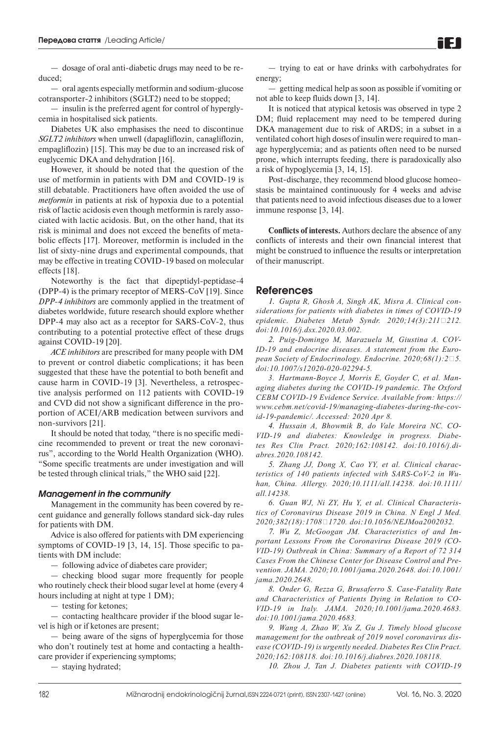— dosage of oral anti-diabetic drugs may need to be reduced;

— oral agents especially metformin and sodium-glucose cotransporter-2 inhibitors (SGLT2) need to be stopped;

— insulin is the preferred agent for control of hyperglycemia in hospitalised sick patients.

Diabetes UK also emphasises the need to discontinue *SGLT2 inhibitors* when unwell (dapagliflozin, canagliflozin, empagliflozin) [15]. This may be due to an increased risk of euglycemic DKA and dehydration [16].

However, it should be noted that the question of the use of metformin in patients with DM and COVID-19 is still debatable. Practitioners have often avoided the use of *metformin* in patients at risk of hypoxia due to a potential risk of lactic acidosis even though metformin is rarely associated with lactic acidosis. But, on the other hand, that its risk is minimal and does not exceed the benefits of metabolic effects [17]. Moreover, metformin is included in the list of sixty-nine drugs and experimental compounds, that may be effective in treating COVID-19 based on molecular effects [18].

Noteworthy is the fact that dipeptidyl-peptidase-4 (DPP-4) is the primary receptor of MERS-CoV [19]. Since *DPP-4 inhibitors* are commonly applied in the treatment of diabetes worldwide, future research should explore whether DPP-4 may also act as a receptor for SARS-CoV-2, thus contributing to a potential protective effect of these drugs against COVID-19 [20].

*ACE inhibitors* are prescribed for many people with DM to prevent or control diabetic complications; it has been suggested that these have the potential to both benefit and cause harm in COVID-19 [3]. Nevertheless, a retrospective analysis performed on 112 patients with COVID-19 and CVD did not show a significant difference in the proportion of ACEI/ARB medication between survivors and non-survivors [21].

It should be noted that today, "there is no specific medicine recommended to prevent or treat the new coronavirus", according to the World Health Organization (WHO). "Some specific treatments are under investigation and will be tested through clinical trials," the WHO said [22].

### *Management in the community*

Management in the community has been covered by recent guidance and generally follows standard sick-day rules for patients with DM.

Advice is also offered for patients with DM experiencing symptoms of COVID-19 [3, 14, 15]. Those specific to patients with DM include:

— following advice of diabetes care provider;

— checking blood sugar more frequently for people who routinely check their blood sugar level at home (every 4 hours including at night at type 1 DM);

— testing for ketones;

— contacting healthcare provider if the blood sugar level is high or if ketones are present;

— being aware of the signs of hyperglycemia for those who don't routinely test at home and contacting a healthcare provider if experiencing symptoms;

— staying hydrated;

— trying to eat or have drinks with carbohydrates for energy;

— getting medical help as soon as possible if vomiting or not able to keep fluids down [3, 14].

It is noticed that atypical ketosis was observed in type 2 DM; fluid replacement may need to be tempered during DKA management due to risk of ARDS; in a subset in a ventilated cohort high doses of insulin were required to manage hyperglycemia; and as patients often need to be nursed prone, which interrupts feeding, there is paradoxically also a risk of hypoglycemia [3, 14, 15].

Post-discharge, they recommend blood glucose homeostasis be maintained continuously for 4 weeks and advise that patients need to avoid infectious diseases due to a lower immune response [3, 14].

**Conflicts of interests.** Authors declare the absence of any conflicts of interests and their own financial interest that might be construed to influence the results or interpretation of their manuscript.

## References

*1. Gupta R, Ghosh A, Singh AK, Misra A. Clinical considerations for patients with diabetes in times of COVID-19 epidemic. Diabetes Metab Syndr. 2020;14(3):211-212. doi:10.1016/j.dsx.2020.03.002.*

*2. Puig-Domingo M, Marazuela M, Giustina A. COVID-19 and endocrine diseases. A statement from the European Society of Endocrinology. Endocrine. 2020;68(1):2-5. doi:10.1007/s12020-020-02294-5.*

*3. Hartmann-Boyce J, Morris E, Goyder C, et al. Managing diabetes during the COVID-19 pandemic. The Oxford CEBM COVID-19 Evidence Service. Available from: https://www.cebm.net/covid-19/managing-diabetes-during-the-covid-19-pandemic/. Accessed: 2020 Apr 8.*

*4. Hussain A, Bhowmik B, do Vale Moreira NC. COVID-19 and diabetes: Knowledge in progress. Diabetes Res Clin Pract. 2020;162:108142. doi:10.1016/j.diabres.2020.108142.*

*5. Zhang JJ, Dong X, Cao YY, et al. Clinical characteristics of 140 patients infected with SARS-CoV-2 in Wuhan, China. Allergy. 2020;10.1111/all.14238. doi:10.1111/all.14238.*

*6. Guan WJ, Ni ZY, Hu Y, et al. Clinical Characteristics of Coronavirus Disease 2019 in China. N Engl J Med. 2020;382(18):1708-1720. doi:10.1056/NEJMoa2002032.*

*7. Wu Z, McGoogan JM. Characteristics of and Important Lessons From the Coronavirus Disease 2019 (COVID-19) Outbreak in China: Summary of a Report of 72 314 Cases From the Chinese Center for Disease Control and Prevention. JAMA. 2020;10.1001/jama.2020.2648. doi:10.1001/jama.2020.2648.*

*8. Onder G, Rezza G, Brusaferro S. Case-Fatality Rate and Characteristics of Patients Dying in Relation to COVID-19 in Italy. JAMA. 2020;10.1001/jama.2020.4683. doi:10.1001/jama.2020.4683.*

*9. Wang A, Zhao W, Xu Z, Gu J. Timely blood glucose management for the outbreak of 2019 novel coronavirus disease (COVID-19) is urgently needed. Diabetes Res Clin Pract. 2020;162:108118. doi:10.1016/j.diabres.2020.108118.*

*10. Zhou J, Tan J. Diabetes patients with COVID-19*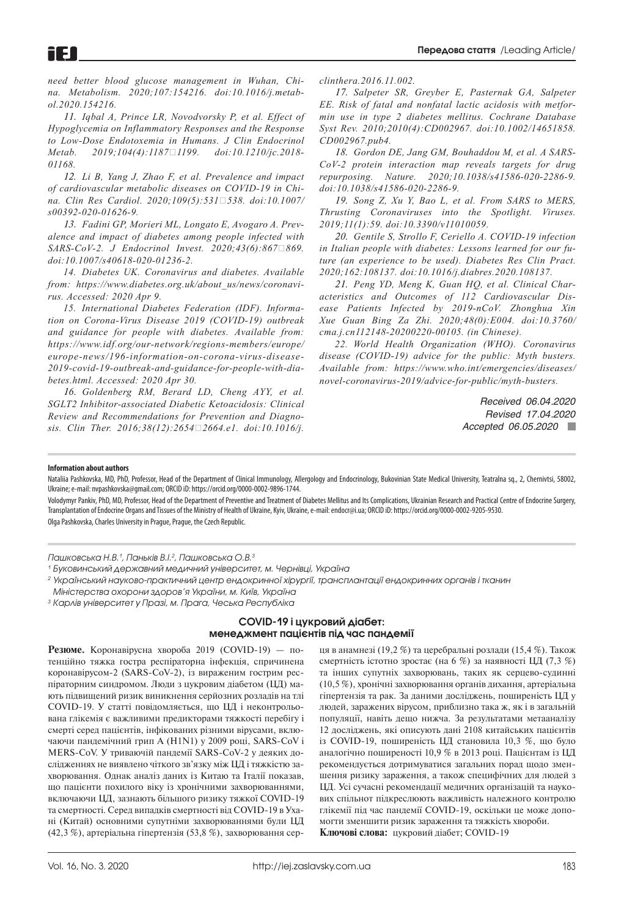*need better blood glucose management in Wuhan, China. Metabolism. 2020;107:154216. doi:10.1016/j.metabol.2020.154216.*

*11. Iqbal A, Prince LR, Novodvorsky P, et al. Effect of Hypoglycemia on Inflammatory Responses and the Response to Low-Dose Endotoxemia in Humans. J Clin Endocrinol Metab. 2019;104(4):1187-1199. doi:10.1210/jc.2018-01168.*

*12. Li B, Yang J, Zhao F, et al. Prevalence and impact of cardiovascular metabolic diseases on COVID-19 in China. Clin Res Cardiol. 2020;109(5):531-538. doi:10.1007/s00392-020-01626-9.*

*13. Fadini GP, Morieri ML, Longato E, Avogaro A. Prevalence and impact of diabetes among people infected with SARS-CoV-2. J Endocrinol Invest. 2020;43(6):867-869. doi:10.1007/s40618-020-01236-2.*

*14. Diabetes UK. Coronavirus and diabetes. Available from: https://www.diabetes.org.uk/about_us/news/coronavirus. Accessed: 2020 Apr 9.*

*15. International Diabetes Federation (IDF). Information on Corona-Virus Disease 2019 (COVID-19) outbreak and guidance for people with diabetes. Available from: https://www.idf.org/our-network/regions-members/europe/europe-news/196-information-on-corona-virus-disease-2019-covid-19-outbreak-and-guidance-for-people-with-diabetes.html. Accessed: 2020 Apr 30.*

*16. Goldenberg RM, Berard LD, Cheng AYY, et al. SGLT2 Inhibitor-associated Diabetic Ketoacidosis: Clinical Review and Recommendations for Prevention and Diagnosis. Clin Ther. 2016;38(12):2654-2664.e1. doi:10.1016/j.clinthera.2016.11.002.*

*17. Salpeter SR, Greyber E, Pasternak GA, Salpeter EE. Risk of fatal and nonfatal lactic acidosis with metformin use in type 2 diabetes mellitus. Cochrane Database Syst Rev. 2010;2010(4):CD002967. doi:10.1002/14651858.CD002967.pub4.*

*18. Gordon DE, Jang GM, Bouhaddou M, et al. A SARS-CoV-2 protein interaction map reveals targets for drug repurposing. Nature. 2020;10.1038/s41586-020-2286-9. doi:10.1038/s41586-020-2286-9.*

*19. Song Z, Xu Y, Bao L, et al. From SARS to MERS, Thrusting Coronaviruses into the Spotlight. Viruses. 2019;11(1):59. doi:10.3390/v11010059.*

*20. Gentile S, Strollo F, Ceriello A. COVID-19 infection in Italian people with diabetes: Lessons learned for our future (an experience to be used). Diabetes Res Clin Pract. 2020;162:108137. doi:10.1016/j.diabres.2020.108137.*

*21. Peng YD, Meng K, Guan HQ, et al. Clinical Characteristics and Outcomes of 112 Cardiovascular Disease Patients Infected by 2019-nCoV. Zhonghua Xin Xue Guan Bing Za Zhi. 2020;48(0):E004. doi:10.3760/cma.j.cn112148-20200220-00105. (in Chinese).*

*22. World Health Organization (WHO). Coronavirus disease (COVID-19) advice for the public: Myth busters. Available from: https://www.who.int/emergencies/diseases/novel-coronavirus-2019/advice-for-public/myth-busters.*

*Received 06.04.2020*
*Revised 17.04.2020*
*Accepted 06.05.2020*

**Information about authors**

Nataliia Pashkovska, MD, PhD, Professor, Head of the Department of Clinical Immunology, Allergology and Endocrinology, Bukovinian State Medical University, Teatralna sq., 2, Chernivtsi, 58002, Ukraine; e-mail: nvpashkovska@gmail.com; ORCID iD: https://orcid.org/0000-0002-9896-1744.

Volodymyr Pankiv, PhD, MD, Professor, Head of the Department of Preventive and Treatment of Diabetes Mellitus and Its Complications, Ukrainian Research and Practical Centre of Endocrine Surgery, Transplantation of Endocrine Organs and Tissues of the Ministry of Health of Ukraine, Kyiv, Ukraine, e-mail: endocr@i.ua; ORCID iD: https://orcid.org/0000-0002-9205-9530.

Olga Pashkovska, Charles University in Prague, Prague, the Czech Republic.

*Пашковська Н.В.[1], Паньків В.І.[2], Пашковська О.В.[3]*

*[1] Буковинський державний медичний університет, м. Чернівці, Україна*

*[2] Український науково-практичний центр ендокринної хірургії, трансплантації ендокринних органів і тканин Міністерства охорони здоров'я України, м. Київ, Україна*

*[3] Карлів університет у Празі, м. Прага, Чеська Республіка*

## COVID-19 і цукровий діабет: менеджмент пацієнтів під час пандемії

**Резюме.** Коронавірусна хвороба 2019 (COVID-19) — потенційно тяжка гостра респіраторна інфекція, спричинена коронавірусом-2 (SARS-CoV-2), із вираженим гострим респіраторним синдромом. Люди з цукровим діабетом (ЦД) мають підвищений ризик виникнення серйозних розладів на тлі COVID-19. У статті повідомляється, що ЦД і неконтрольована глікемія є важливими предикторами тяжкості перебігу і смерті серед пацієнтів, інфікованих різними вірусами, включаючи пандемічний грип A (H1N1) у 2009 році, SARS-CoV і MERS-CoV. У триваючій пандемії SARS-CoV-2 у деяких дослідженнях не виявлено чіткого зв'язку між ЦД і тяжкістю захворювання. Однак аналіз даних із Китаю та Італії показав, що пацієнти похилого віку із хронічними захворюваннями, включаючи ЦД, зазнають більшого ризику тяжкої COVID-19 та смертності. Серед випадків смертності від COVID-19 в Ухані (Китай) основними супутніми захворюваннями були ЦД (42,3 %), артеріальна гіпертензія (53,8 %), захворювання серця в анамнезі (19,2 %) та церебральні розлади (15,4 %). Також смертність істотно зростає (на 6 %) за наявності ЦД (7,3 %) та інших супутніх захворювань, таких як серцево-судинні (10,5 %), хронічні захворювання органів дихання, артеріальна гіпертензія та рак. За даними досліджень, поширеність ЦД у людей, заражених вірусом, приблизно така ж, як і в загальній популяції, навіть дещо нижча. За результатами метааналізу 12 досліджень, які описують дані 2108 китайських пацієнтів із COVID-19, поширеність ЦД становила 10,3 %, що було аналогічно поширеності 10,9 % в 2013 році. Пацієнтам із ЦД рекомендується дотримуватися загальних порад щодо зменшення ризику зараження, а також специфічних для людей з ЦД. Усі сучасні рекомендації медичних організацій та наукових спільнот підкреслюють важливість належного контролю глікемії під час пандемії COVID-19, оскільки це може допомогти зменшити ризик зараження та тяжкість хвороби.

**Ключові слова:** цукровий діабет; COVID-19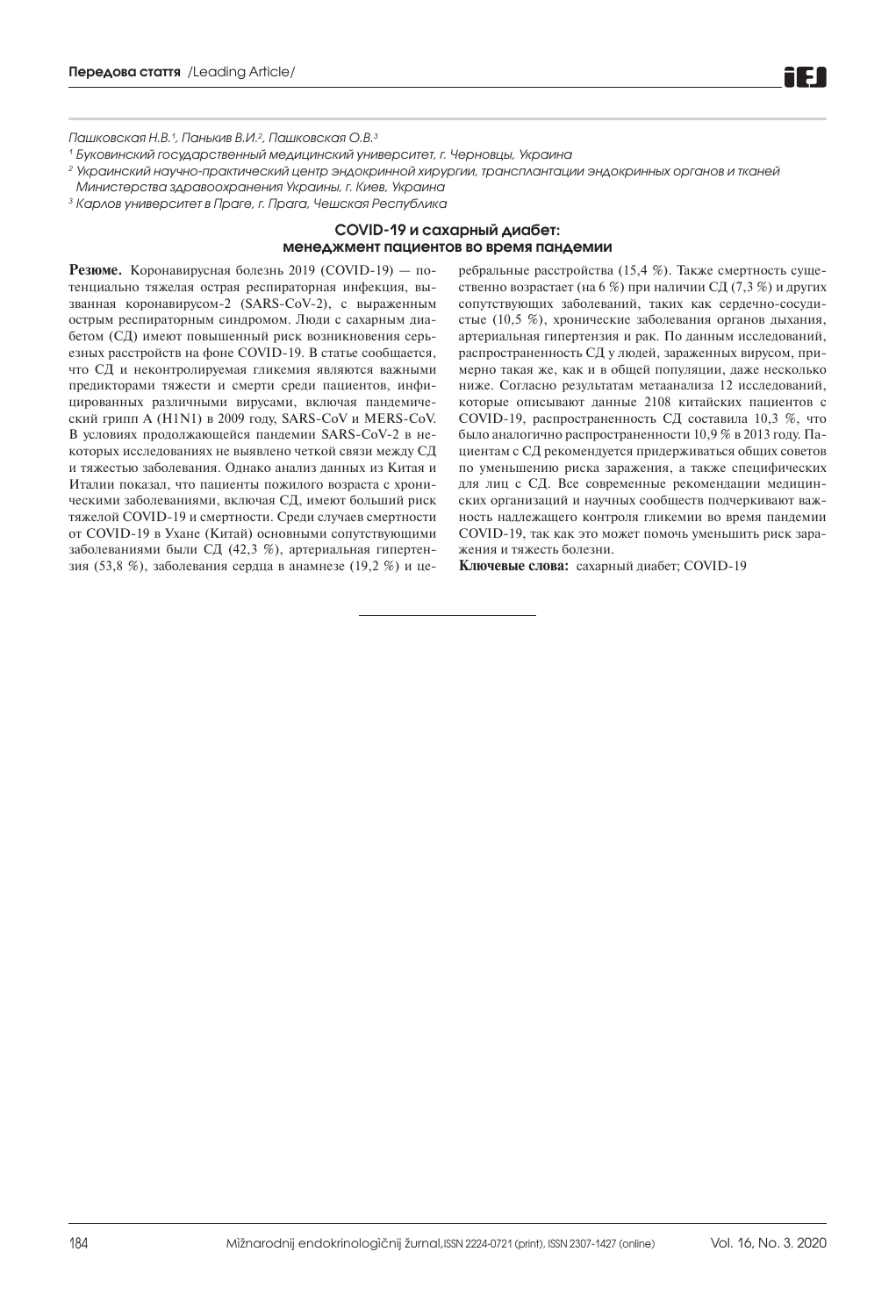Пашковская Н.В.[1], Панькив В.И.[2], Пашковская О.В.[3]

[1] Буковинский государственный медицинский университет, г. Черновцы, Украина

[2] Украинский научно-практический центр эндокринной хирургии, трансплантации эндокринных органов и тканей Министерства здравоохранения Украины, г. Киев, Украина

[3] Карлов университет в Праге, г. Прага, Чешская Республика

## COVID-19 и сахарный диабет: менеджмент пациентов во время пандемии

**Резюме.** Коронавирусная болезнь 2019 (COVID-19) — потенциально тяжелая острая респираторная инфекция, вызванная коронавирусом-2 (SARS-CoV-2), с выраженным острым респираторным синдромом. Люди с сахарным диабетом (СД) имеют повышенный риск возникновения серьезных расстройств на фоне COVID-19. В статье сообщается, что СД и неконтролируемая гликемия являются важными предикторами тяжести и смерти среди пациентов, инфицированных различными вирусами, включая пандемический грипп А (H1N1) в 2009 году, SARS-CoV и MERS-CoV. В условиях продолжающейся пандемии SARS-CoV-2 в некоторых исследованиях не выявлено четкой связи между СД и тяжестью заболевания. Однако анализ данных из Китая и Италии показал, что пациенты пожилого возраста с хроническими заболеваниями, включая СД, имеют больший риск тяжелой COVID-19 и смертности. Среди случаев смертности от COVID-19 в Ухане (Китай) основными сопутствующими заболеваниями были СД (42,3 %), артериальная гипертензия (53,8 %), заболевания сердца в анамнезе (19,2 %) и церебральные расстройства (15,4 %). Также смертность существенно возрастает (на 6 %) при наличии СД (7,3 %) и других сопутствующих заболеваний, таких как сердечно-сосудистые (10,5 %), хронические заболевания органов дыхания, артериальная гипертензия и рак. По данным исследований, распространенность СД у людей, зараженных вирусом, примерно такая же, как и в общей популяции, даже несколько ниже. Согласно результатам метаанализа 12 исследований, которые описывают данные 2108 китайских пациентов с COVID-19, распространенность СД составила 10,3 %, что было аналогично распространенности 10,9 % в 2013 году. Пациентам с СД рекомендуется придерживаться общих советов по уменьшению риска заражения, а также специфических для лиц с СД. Все современные рекомендации медицинских организаций и научных сообществ подчеркивают важность надлежащего контроля гликемии во время пандемии COVID-19, так как это может помочь уменьшить риск заражения и тяжесть болезни.

**Ключевые слова:** сахарный диабет; COVID-19